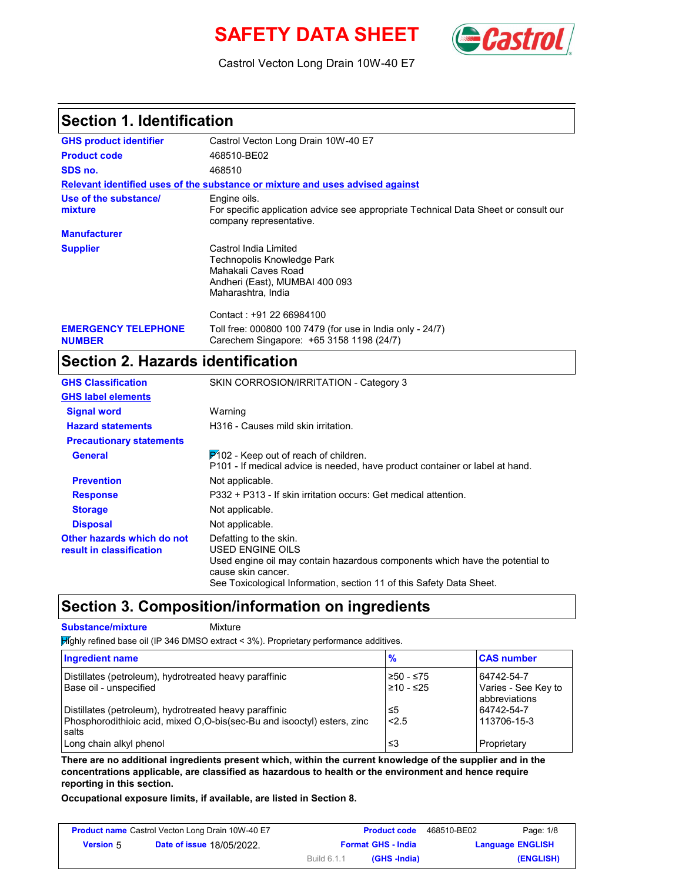# SAFETY DATA SHEET

Castrol Vecton Long Drain 10W-40 E7

## Section 1. Identification

| | |
|---|---|
| **GHS product identifier** | Castrol Vecton Long Drain 10W-40 E7 |
| **Product code** | 468510-BE02 |
| **SDS no.** | 468510 |

**Relevant identified uses of the substance or mixture and uses advised against**

| | |
|---|---|
| **Use of the substance/ mixture** | Engine oils.<br>For specific application advice see appropriate Technical Data Sheet or consult our company representative. |
| **Manufacturer** | |
| **Supplier** | Castrol India Limited<br>Technopolis Knowledge Park<br>Mahakali Caves Road<br>Andheri (East), MUMBAI 400 093<br>Maharashtra, India<br><br>Contact : +91 22 66984100 |
| **EMERGENCY TELEPHONE NUMBER** | Toll free: 000800 100 7479 (for use in India only - 24/7)<br>Carechem Singapore: +65 3158 1198 (24/7) |

## Section 2. Hazards identification

| | |
|---|---|
| **GHS Classification** | SKIN CORROSION/IRRITATION - Category 3 |

**GHS label elements**

| | |
|---|---|
| **Signal word** | Warning |
| **Hazard statements** | H316 - Causes mild skin irritation. |
| **Precautionary statements** | |
| **General** | P102 - Keep out of reach of children.<br>P101 - If medical advice is needed, have product container or label at hand. |
| **Prevention** | Not applicable. |
| **Response** | P332 + P313 - If skin irritation occurs: Get medical attention. |
| **Storage** | Not applicable. |
| **Disposal** | Not applicable. |
| **Other hazards which do not result in classification** | Defatting to the skin.<br>USED ENGINE OILS<br>Used engine oil may contain hazardous components which have the potential to cause skin cancer.<br>See Toxicological Information, section 11 of this Safety Data Sheet. |

## Section 3. Composition/information on ingredients

**Substance/mixture** Mixture

Highly refined base oil (IP 346 DMSO extract < 3%). Proprietary performance additives.

| Ingredient name | % | CAS number |
|---|---|---|
| Distillates (petroleum), hydrotreated heavy paraffinic | ≥50 - ≤75 | 64742-54-7 |
| Base oil - unspecified | ≥10 - ≤25 | Varies - See Key to abbreviations |
| Distillates (petroleum), hydrotreated heavy paraffinic | ≤5 | 64742-54-7 |
| Phosphorodithioic acid, mixed O,O-bis(sec-Bu and isooctyl) esters, zinc salts | <2.5 | 113706-15-3 |
| Long chain alkyl phenol | ≤3 | Proprietary |

**There are no additional ingredients present which, within the current knowledge of the supplier and in the concentrations applicable, are classified as hazardous to health or the environment and hence require reporting in this section.**

**Occupational exposure limits, if available, are listed in Section 8.**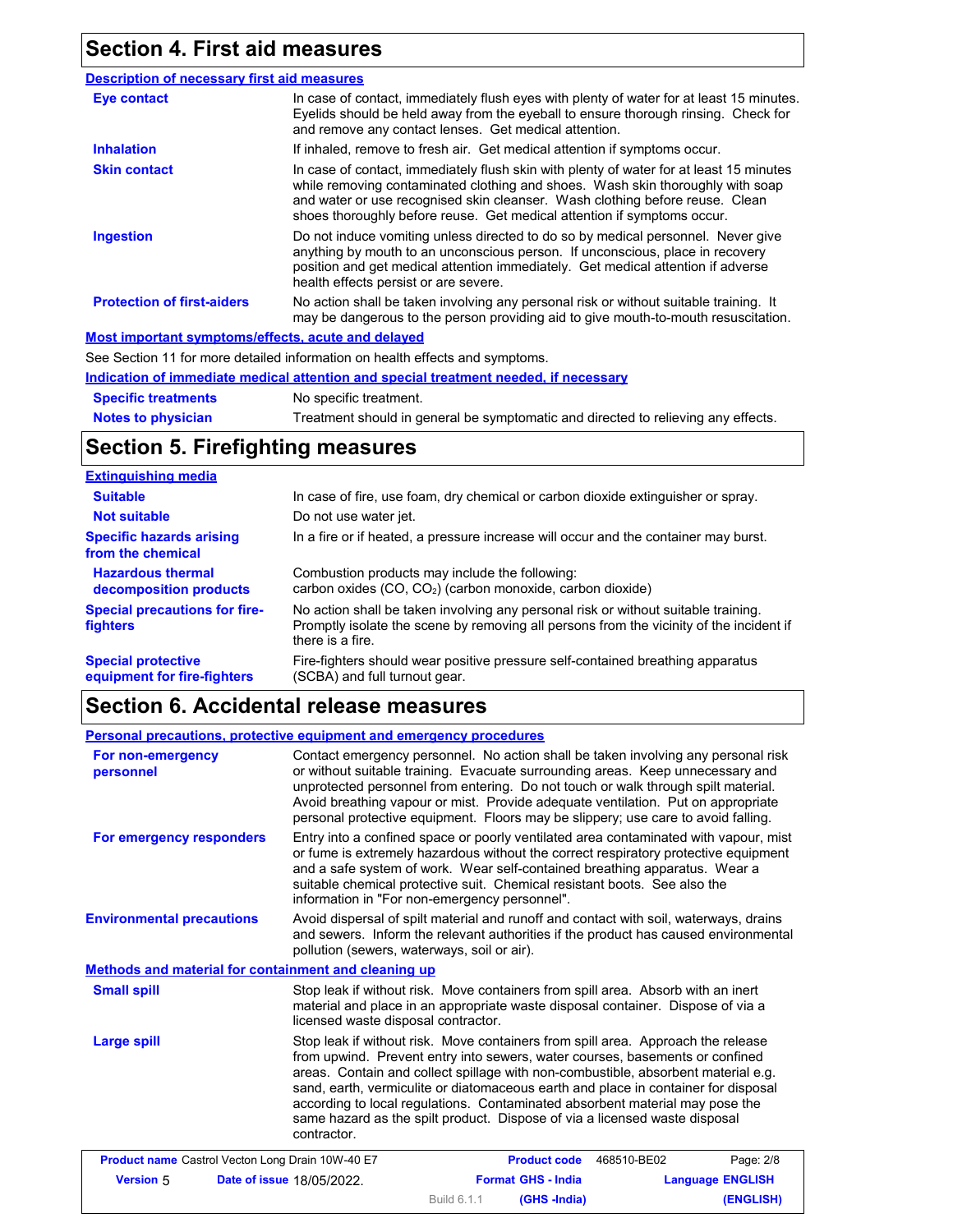## Section 4. First aid measures

### Description of necessary first aid measures

| | |
|---|---|
| **Eye contact** | In case of contact, immediately flush eyes with plenty of water for at least 15 minutes. Eyelids should be held away from the eyeball to ensure thorough rinsing. Check for and remove any contact lenses. Get medical attention. |
| **Inhalation** | If inhaled, remove to fresh air. Get medical attention if symptoms occur. |
| **Skin contact** | In case of contact, immediately flush skin with plenty of water for at least 15 minutes while removing contaminated clothing and shoes. Wash skin thoroughly with soap and water or use recognised skin cleanser. Wash clothing before reuse. Clean shoes thoroughly before reuse. Get medical attention if symptoms occur. |
| **Ingestion** | Do not induce vomiting unless directed to do so by medical personnel. Never give anything by mouth to an unconscious person. If unconscious, place in recovery position and get medical attention immediately. Get medical attention if adverse health effects persist or are severe. |
| **Protection of first-aiders** | No action shall be taken involving any personal risk or without suitable training. It may be dangerous to the person providing aid to give mouth-to-mouth resuscitation. |

### Most important symptoms/effects, acute and delayed

See Section 11 for more detailed information on health effects and symptoms.

### Indication of immediate medical attention and special treatment needed, if necessary

| | |
|---|---|
| **Specific treatments** | No specific treatment. |
| **Notes to physician** | Treatment should in general be symptomatic and directed to relieving any effects. |

## Section 5. Firefighting measures

### Extinguishing media

| | |
|---|---|
| **Suitable** | In case of fire, use foam, dry chemical or carbon dioxide extinguisher or spray. |
| **Not suitable** | Do not use water jet. |
| **Specific hazards arising from the chemical** | In a fire or if heated, a pressure increase will occur and the container may burst. |
| **Hazardous thermal decomposition products** | Combustion products may include the following: carbon oxides (CO, $CO_2$) (carbon monoxide, carbon dioxide) |
| **Special precautions for fire-fighters** | No action shall be taken involving any personal risk or without suitable training. Promptly isolate the scene by removing all persons from the vicinity of the incident if there is a fire. |
| **Special protective equipment for fire-fighters** | Fire-fighters should wear positive pressure self-contained breathing apparatus (SCBA) and full turnout gear. |

## Section 6. Accidental release measures

### Personal precautions, protective equipment and emergency procedures

| | |
|---|---|
| **For non-emergency personnel** | Contact emergency personnel. No action shall be taken involving any personal risk or without suitable training. Evacuate surrounding areas. Keep unnecessary and unprotected personnel from entering. Do not touch or walk through spilt material. Avoid breathing vapour or mist. Provide adequate ventilation. Put on appropriate personal protective equipment. Floors may be slippery; use care to avoid falling. |
| **For emergency responders** | Entry into a confined space or poorly ventilated area contaminated with vapour, mist or fume is extremely hazardous without the correct respiratory protective equipment and a safe system of work. Wear self-contained breathing apparatus. Wear a suitable chemical protective suit. Chemical resistant boots. See also the information in "For non-emergency personnel". |
| **Environmental precautions** | Avoid dispersal of spilt material and runoff and contact with soil, waterways, drains and sewers. Inform the relevant authorities if the product has caused environmental pollution (sewers, waterways, soil or air). |

### Methods and material for containment and cleaning up

| | |
|---|---|
| **Small spill** | Stop leak if without risk. Move containers from spill area. Absorb with an inert material and place in an appropriate waste disposal container. Dispose of via a licensed waste disposal contractor. |
| **Large spill** | Stop leak if without risk. Move containers from spill area. Approach the release from upwind. Prevent entry into sewers, water courses, basements or confined areas. Contain and collect spillage with non-combustible, absorbent material e.g. sand, earth, vermiculite or diatomaceous earth and place in container for disposal according to local regulations. Contaminated absorbent material may pose the same hazard as the spilt product. Dispose of via a licensed waste disposal contractor. |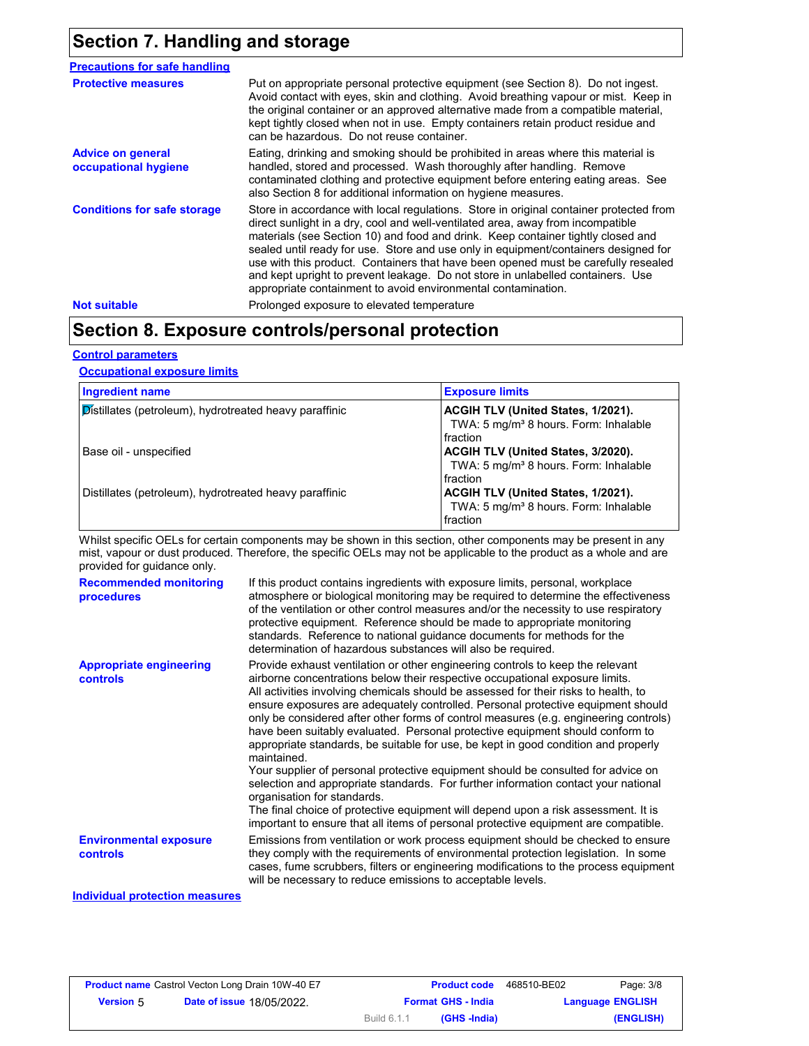## Section 7. Handling and storage

**Precautions for safe handling**

**Protective measures**
Put on appropriate personal protective equipment (see Section 8). Do not ingest. Avoid contact with eyes, skin and clothing. Avoid breathing vapour or mist. Keep in the original container or an approved alternative made from a compatible material, kept tightly closed when not in use. Empty containers retain product residue and can be hazardous. Do not reuse container.

**Advice on general occupational hygiene**
Eating, drinking and smoking should be prohibited in areas where this material is handled, stored and processed. Wash thoroughly after handling. Remove contaminated clothing and protective equipment before entering eating areas. See also Section 8 for additional information on hygiene measures.

**Conditions for safe storage**
Store in accordance with local regulations. Store in original container protected from direct sunlight in a dry, cool and well-ventilated area, away from incompatible materials (see Section 10) and food and drink. Keep container tightly closed and sealed until ready for use. Store and use only in equipment/containers designed for use with this product. Containers that have been opened must be carefully resealed and kept upright to prevent leakage. Do not store in unlabelled containers. Use appropriate containment to avoid environmental contamination.

**Not suitable**
Prolonged exposure to elevated temperature

## Section 8. Exposure controls/personal protection

**Control parameters**

**Occupational exposure limits**

| Ingredient name | Exposure limits |
|---|---|
| Distillates (petroleum), hydrotreated heavy paraffinic | **ACGIH TLV (United States, 1/2021).** TWA: 5 mg/m³ 8 hours. Form: Inhalable fraction |
| Base oil - unspecified | **ACGIH TLV (United States, 3/2020).** TWA: 5 mg/m³ 8 hours. Form: Inhalable fraction |
| Distillates (petroleum), hydrotreated heavy paraffinic | **ACGIH TLV (United States, 1/2021).** TWA: 5 mg/m³ 8 hours. Form: Inhalable fraction |

Whilst specific OELs for certain components may be shown in this section, other components may be present in any mist, vapour or dust produced. Therefore, the specific OELs may not be applicable to the product as a whole and are provided for guidance only.

**Recommended monitoring procedures**
If this product contains ingredients with exposure limits, personal, workplace atmosphere or biological monitoring may be required to determine the effectiveness of the ventilation or other control measures and/or the necessity to use respiratory protective equipment. Reference should be made to appropriate monitoring standards. Reference to national guidance documents for methods for the determination of hazardous substances will also be required.

**Appropriate engineering controls**
Provide exhaust ventilation or other engineering controls to keep the relevant airborne concentrations below their respective occupational exposure limits.
All activities involving chemicals should be assessed for their risks to health, to ensure exposures are adequately controlled. Personal protective equipment should only be considered after other forms of control measures (e.g. engineering controls) have been suitably evaluated. Personal protective equipment should conform to appropriate standards, be suitable for use, be kept in good condition and properly maintained.
Your supplier of personal protective equipment should be consulted for advice on selection and appropriate standards. For further information contact your national organisation for standards.
The final choice of protective equipment will depend upon a risk assessment. It is important to ensure that all items of personal protective equipment are compatible.

**Environmental exposure controls**
Emissions from ventilation or work process equipment should be checked to ensure they comply with the requirements of environmental protection legislation. In some cases, fume scrubbers, filters or engineering modifications to the process equipment will be necessary to reduce emissions to acceptable levels.

**Individual protection measures**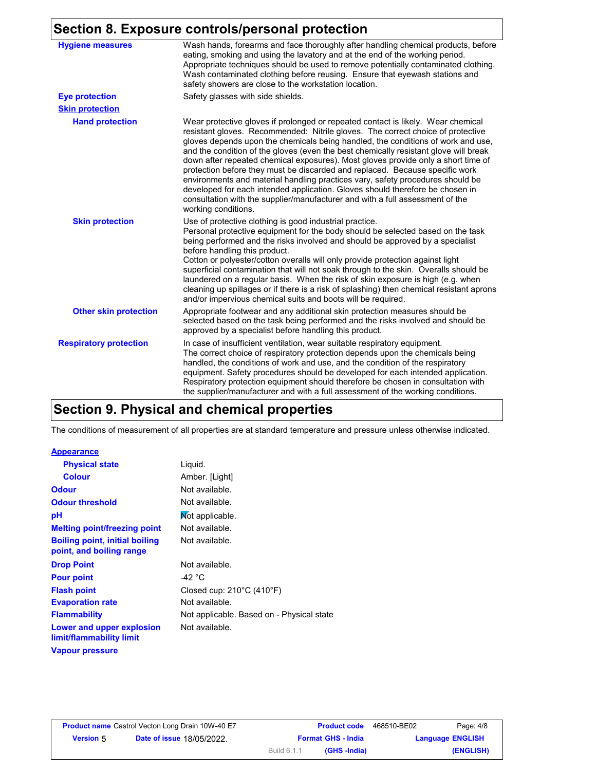## Section 8. Exposure controls/personal protection

| | |
|---|---|
| **Hygiene measures** | Wash hands, forearms and face thoroughly after handling chemical products, before eating, smoking and using the lavatory and at the end of the working period. Appropriate techniques should be used to remove potentially contaminated clothing. Wash contaminated clothing before reusing. Ensure that eyewash stations and safety showers are close to the workstation location. |
| **Eye protection** | Safety glasses with side shields. |
| **Skin protection** | |
| **Hand protection** | Wear protective gloves if prolonged or repeated contact is likely. Wear chemical resistant gloves. Recommended: Nitrile gloves. The correct choice of protective gloves depends upon the chemicals being handled, the conditions of work and use, and the condition of the gloves (even the best chemically resistant glove will break down after repeated chemical exposures). Most gloves provide only a short time of protection before they must be discarded and replaced. Because specific work environments and material handling practices vary, safety procedures should be developed for each intended application. Gloves should therefore be chosen in consultation with the supplier/manufacturer and with a full assessment of the working conditions. |
| **Skin protection** | Use of protective clothing is good industrial practice. Personal protective equipment for the body should be selected based on the task being performed and the risks involved and should be approved by a specialist before handling this product. Cotton or polyester/cotton overalls will only provide protection against light superficial contamination that will not soak through to the skin. Overalls should be laundered on a regular basis. When the risk of skin exposure is high (e.g. when cleaning up spillages or if there is a risk of splashing) then chemical resistant aprons and/or impervious chemical suits and boots will be required. |
| **Other skin protection** | Appropriate footwear and any additional skin protection measures should be selected based on the task being performed and the risks involved and should be approved by a specialist before handling this product. |
| **Respiratory protection** | In case of insufficient ventilation, wear suitable respiratory equipment. The correct choice of respiratory protection depends upon the chemicals being handled, the conditions of work and use, and the condition of the respiratory equipment. Safety procedures should be developed for each intended application. Respiratory protection equipment should therefore be chosen in consultation with the supplier/manufacturer and with a full assessment of the working conditions. |

## Section 9. Physical and chemical properties

The conditions of measurement of all properties are at standard temperature and pressure unless otherwise indicated.

| | |
|---|---|
| **Appearance** | |
| **Physical state** | Liquid. |
| **Colour** | Amber. [Light] |
| **Odour** | Not available. |
| **Odour threshold** | Not available. |
| **pH** | Not applicable. |
| **Melting point/freezing point** | Not available. |
| **Boiling point, initial boiling point, and boiling range** | Not available. |
| **Drop Point** | Not available. |
| **Pour point** | -42 °C |
| **Flash point** | Closed cup: 210°C (410°F) |
| **Evaporation rate** | Not available. |
| **Flammability** | Not applicable. Based on - Physical state |
| **Lower and upper explosion limit/flammability limit** | Not available. |
| **Vapour pressure** | |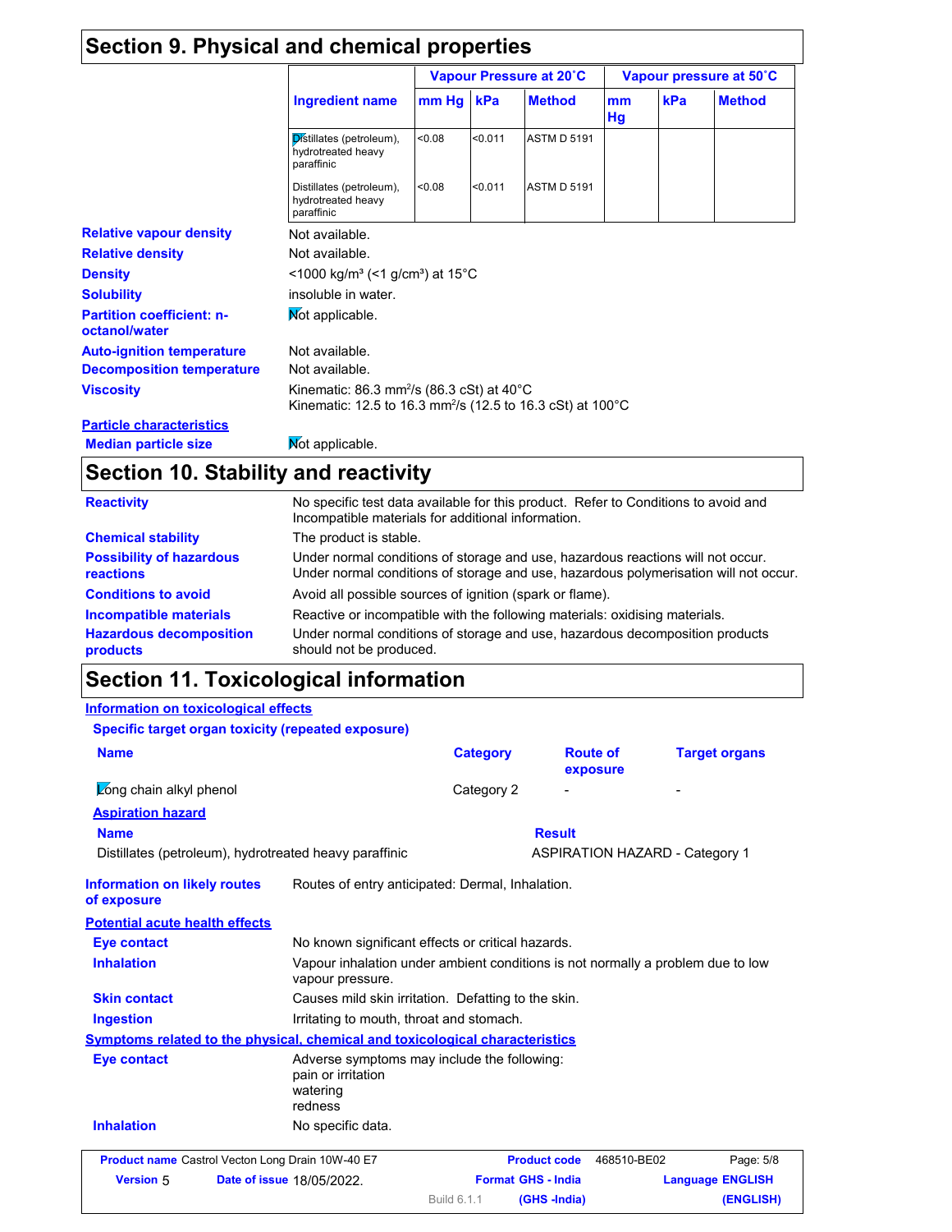## Section 9. Physical and chemical properties

| Ingredient name | Vapour Pressure at 20˚C | | | Vapour pressure at 50˚C | | |
|---|---|---|---|---|---|---|
| | mm Hg | kPa | Method | mm Hg | kPa | Method |
| Distillates (petroleum), hydrotreated heavy paraffinic | <0.08 | <0.011 | ASTM D 5191 | | | |
| Distillates (petroleum), hydrotreated heavy paraffinic | <0.08 | <0.011 | ASTM D 5191 | | | |

**Relative vapour density** Not available.

**Relative density** Not available.

**Density** <1000 kg/m³ (<1 g/cm³) at 15°C

**Solubility** insoluble in water.

**Partition coefficient: n-octanol/water** Not applicable.

**Auto-ignition temperature** Not available.

**Decomposition temperature** Not available.

**Viscosity** Kinematic: 86.3 mm²/s (86.3 cSt) at 40°C
Kinematic: 12.5 to 16.3 mm²/s (12.5 to 16.3 cSt) at 100°C

**Particle characteristics**

**Median particle size** Not applicable.

## Section 10. Stability and reactivity

**Reactivity** No specific test data available for this product. Refer to Conditions to avoid and Incompatible materials for additional information.

**Chemical stability** The product is stable.

**Possibility of hazardous reactions** Under normal conditions of storage and use, hazardous reactions will not occur. Under normal conditions of storage and use, hazardous polymerisation will not occur.

**Conditions to avoid** Avoid all possible sources of ignition (spark or flame).

**Incompatible materials** Reactive or incompatible with the following materials: oxidising materials.

**Hazardous decomposition products** Under normal conditions of storage and use, hazardous decomposition products should not be produced.

## Section 11. Toxicological information

**Information on toxicological effects**

**Specific target organ toxicity (repeated exposure)**

| Name | Category | Route of exposure | Target organs |
|---|---|---|---|
| Long chain alkyl phenol | Category 2 | - | - |

**Aspiration hazard**

| Name | Result |
|---|---|
| Distillates (petroleum), hydrotreated heavy paraffinic | ASPIRATION HAZARD - Category 1 |

**Information on likely routes of exposure** Routes of entry anticipated: Dermal, Inhalation.

**Potential acute health effects**

**Eye contact** No known significant effects or critical hazards.

**Inhalation** Vapour inhalation under ambient conditions is not normally a problem due to low vapour pressure.

**Skin contact** Causes mild skin irritation. Defatting to the skin.

**Ingestion** Irritating to mouth, throat and stomach.

**Symptoms related to the physical, chemical and toxicological characteristics**

**Eye contact** Adverse symptoms may include the following:
pain or irritation
watering
redness

**Inhalation** No specific data.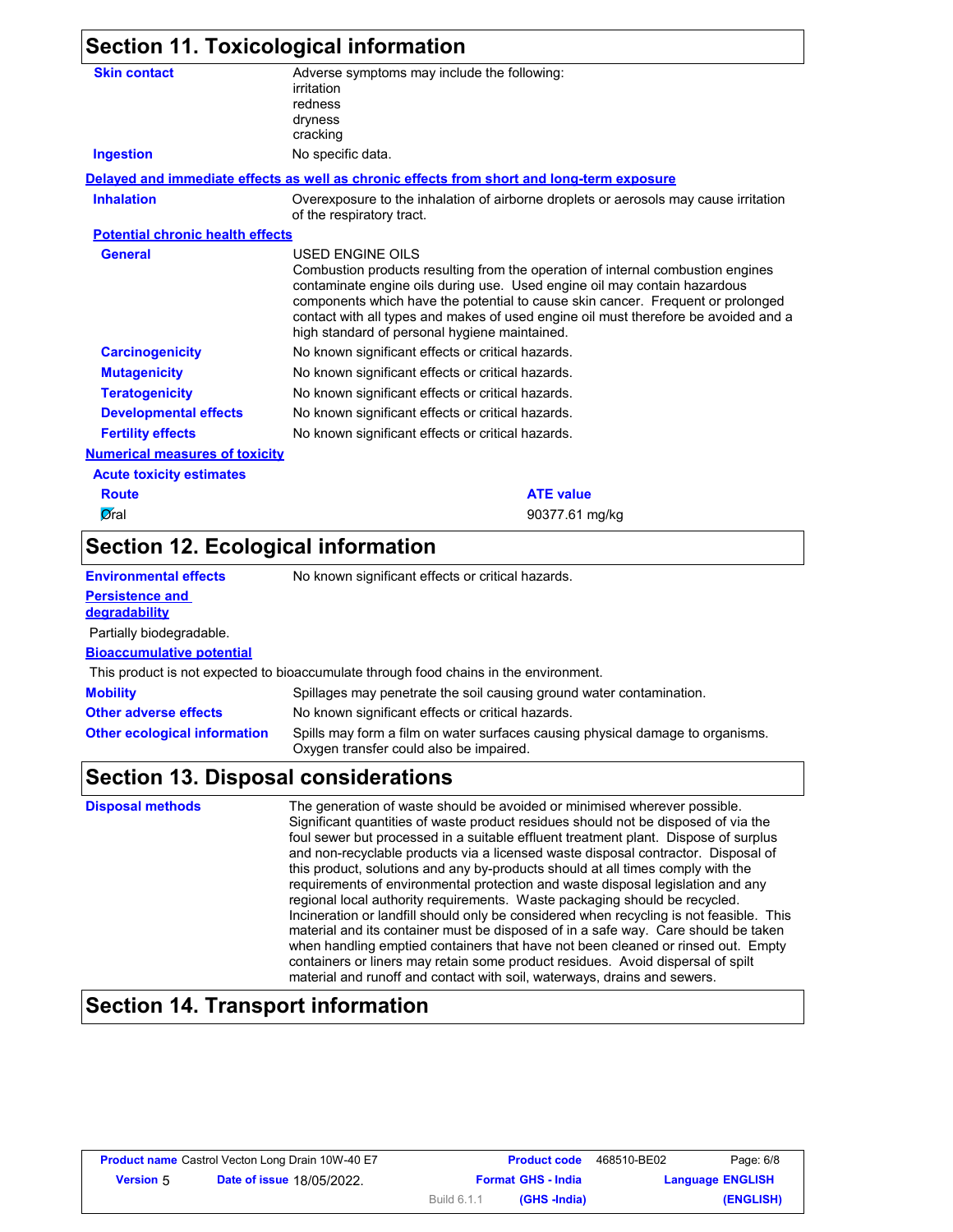## Section 11. Toxicological information

**Skin contact** Adverse symptoms may include the following:
irritation
redness
dryness
cracking

**Ingestion** No specific data.

**Delayed and immediate effects as well as chronic effects from short and long-term exposure**

**Inhalation** Overexposure to the inhalation of airborne droplets or aerosols may cause irritation of the respiratory tract.

**Potential chronic health effects**

**General** USED ENGINE OILS
Combustion products resulting from the operation of internal combustion engines contaminate engine oils during use. Used engine oil may contain hazardous components which have the potential to cause skin cancer. Frequent or prolonged contact with all types and makes of used engine oil must therefore be avoided and a high standard of personal hygiene maintained.

**Carcinogenicity** No known significant effects or critical hazards.

**Mutagenicity** No known significant effects or critical hazards.

**Teratogenicity** No known significant effects or critical hazards.

**Developmental effects** No known significant effects or critical hazards.

**Fertility effects** No known significant effects or critical hazards.

**Numerical measures of toxicity**

**Acute toxicity estimates**

| Route | ATE value |
| --- | --- |
| Oral | 90377.61 mg/kg |

## Section 12. Ecological information

**Environmental effects** No known significant effects or critical hazards.

**Persistence and degradability**

Partially biodegradable.

**Bioaccumulative potential**

This product is not expected to bioaccumulate through food chains in the environment.

**Mobility** Spillages may penetrate the soil causing ground water contamination.

**Other adverse effects** No known significant effects or critical hazards.

**Other ecological information** Spills may form a film on water surfaces causing physical damage to organisms. Oxygen transfer could also be impaired.

## Section 13. Disposal considerations

**Disposal methods** The generation of waste should be avoided or minimised wherever possible. Significant quantities of waste product residues should not be disposed of via the foul sewer but processed in a suitable effluent treatment plant. Dispose of surplus and non-recyclable products via a licensed waste disposal contractor. Disposal of this product, solutions and any by-products should at all times comply with the requirements of environmental protection and waste disposal legislation and any regional local authority requirements. Waste packaging should be recycled. Incineration or landfill should only be considered when recycling is not feasible. This material and its container must be disposed of in a safe way. Care should be taken when handling emptied containers that have not been cleaned or rinsed out. Empty containers or liners may retain some product residues. Avoid dispersal of spilt material and runoff and contact with soil, waterways, drains and sewers.

## Section 14. Transport information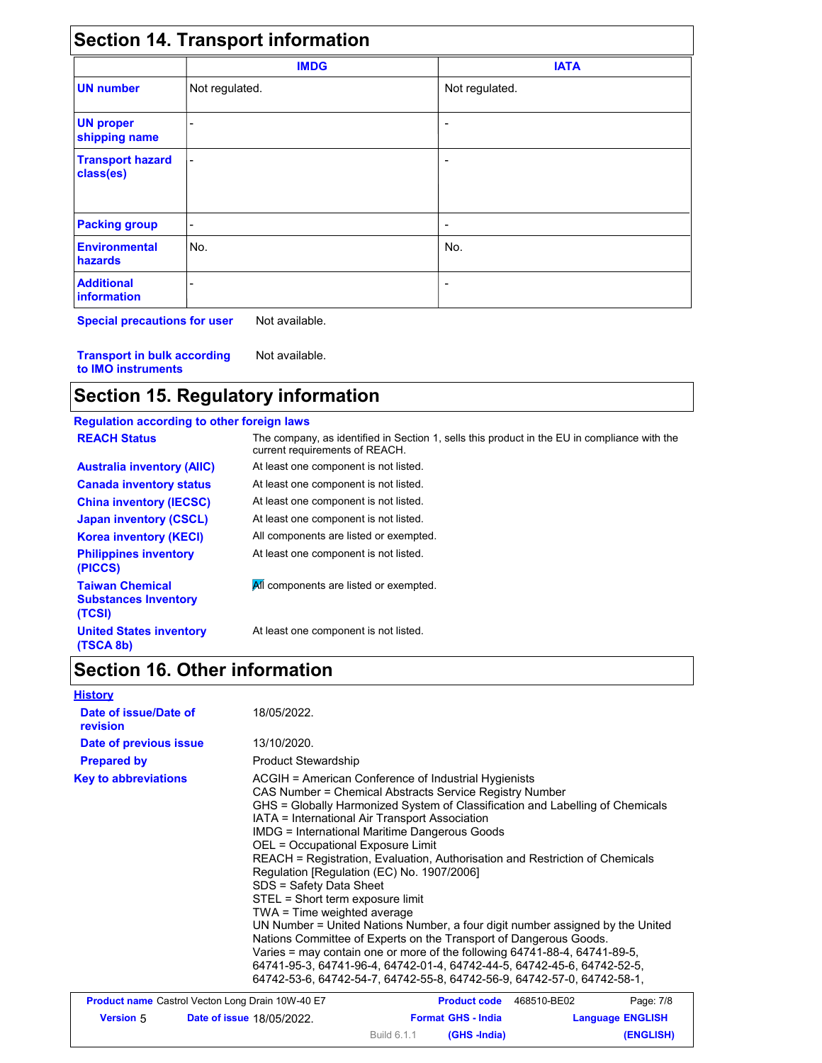## Section 14. Transport information

| | IMDG | IATA |
|---|---|---|
| **UN number** | Not regulated. | Not regulated. |
| **UN proper shipping name** | - | - |
| **Transport hazard class(es)** | - | - |
| **Packing group** | - | - |
| **Environmental hazards** | No. | No. |
| **Additional information** | - | - |

**Special precautions for user** Not available.

**Transport in bulk according to IMO instruments** Not available.

## Section 15. Regulatory information

**Regulation according to other foreign laws**

| | |
|---|---|
| **REACH Status** | The company, as identified in Section 1, sells this product in the EU in compliance with the current requirements of REACH. |
| **Australia inventory (AIIC)** | At least one component is not listed. |
| **Canada inventory status** | At least one component is not listed. |
| **China inventory (IECSC)** | At least one component is not listed. |
| **Japan inventory (CSCL)** | At least one component is not listed. |
| **Korea inventory (KECI)** | All components are listed or exempted. |
| **Philippines inventory (PICCS)** | At least one component is not listed. |
| **Taiwan Chemical Substances Inventory (TCSI)** | All components are listed or exempted. |
| **United States inventory (TSCA 8b)** | At least one component is not listed. |

## Section 16. Other information

**History**

| | |
|---|---|
| **Date of issue/Date of revision** | 18/05/2022. |
| **Date of previous issue** | 13/10/2020. |
| **Prepared by** | Product Stewardship |

**Key to abbreviations**

ACGIH = American Conference of Industrial Hygienists
CAS Number = Chemical Abstracts Service Registry Number
GHS = Globally Harmonized System of Classification and Labelling of Chemicals
IATA = International Air Transport Association
IMDG = International Maritime Dangerous Goods
OEL = Occupational Exposure Limit
REACH = Registration, Evaluation, Authorisation and Restriction of Chemicals Regulation [Regulation (EC) No. 1907/2006]
SDS = Safety Data Sheet
STEL = Short term exposure limit
TWA = Time weighted average
UN Number = United Nations Number, a four digit number assigned by the United Nations Committee of Experts on the Transport of Dangerous Goods.
Varies = may contain one or more of the following 64741-88-4, 64741-89-5, 64741-95-3, 64741-96-4, 64742-01-4, 64742-44-5, 64742-45-6, 64742-52-5, 64742-53-6, 64742-54-7, 64742-55-8, 64742-56-9, 64742-57-0, 64742-58-1,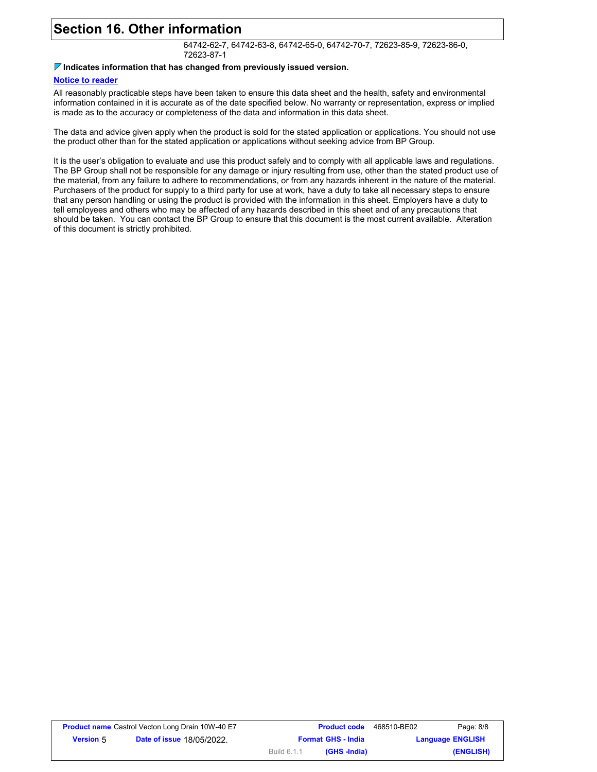# Section 16. Other information

64742-62-7, 64742-63-8, 64742-65-0, 64742-70-7, 72623-85-9, 72623-86-0, 72623-87-1

**Indicates information that has changed from previously issued version.**

**Notice to reader**

All reasonably practicable steps have been taken to ensure this data sheet and the health, safety and environmental information contained in it is accurate as of the date specified below. No warranty or representation, express or implied is made as to the accuracy or completeness of the data and information in this data sheet.

The data and advice given apply when the product is sold for the stated application or applications. You should not use the product other than for the stated application or applications without seeking advice from BP Group.

It is the user's obligation to evaluate and use this product safely and to comply with all applicable laws and regulations. The BP Group shall not be responsible for any damage or injury resulting from use, other than the stated product use of the material, from any failure to adhere to recommendations, or from any hazards inherent in the nature of the material. Purchasers of the product for supply to a third party for use at work, have a duty to take all necessary steps to ensure that any person handling or using the product is provided with the information in this sheet. Employers have a duty to tell employees and others who may be affected of any hazards described in this sheet and of any precautions that should be taken. You can contact the BP Group to ensure that this document is the most current available. Alteration of this document is strictly prohibited.